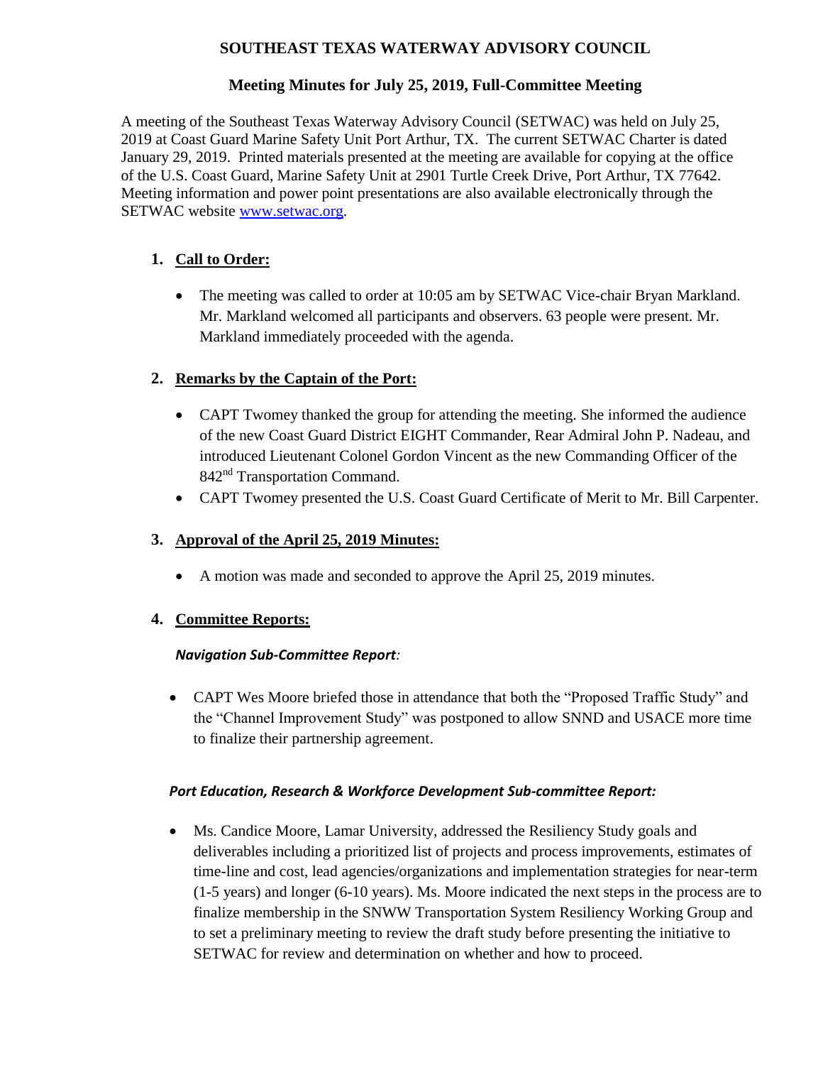# SOUTHEAST TEXAS WATERWAY ADVISORY COUNCIL

## Meeting Minutes for July 25, 2019, Full-Committee Meeting

A meeting of the Southeast Texas Waterway Advisory Council (SETWAC) was held on July 25, 2019 at Coast Guard Marine Safety Unit Port Arthur, TX. The current SETWAC Charter is dated January 29, 2019. Printed materials presented at the meeting are available for copying at the office of the U.S. Coast Guard, Marine Safety Unit at 2901 Turtle Creek Drive, Port Arthur, TX 77642. Meeting information and power point presentations are also available electronically through the SETWAC website www.setwac.org.

1. **Call to Order:**

   - The meeting was called to order at 10:05 am by SETWAC Vice-chair Bryan Markland. Mr. Markland welcomed all participants and observers. 63 people were present. Mr. Markland immediately proceeded with the agenda.

2. **Remarks by the Captain of the Port:**

   - CAPT Twomey thanked the group for attending the meeting. She informed the audience of the new Coast Guard District EIGHT Commander, Rear Admiral John P. Nadeau, and introduced Lieutenant Colonel Gordon Vincent as the new Commanding Officer of the 842nd Transportation Command.
   - CAPT Twomey presented the U.S. Coast Guard Certificate of Merit to Mr. Bill Carpenter.

3. **Approval of the April 25, 2019 Minutes:**

   - A motion was made and seconded to approve the April 25, 2019 minutes.

4. **Committee Reports:**

   ***Navigation Sub-Committee Report:***

   - CAPT Wes Moore briefed those in attendance that both the "Proposed Traffic Study" and the "Channel Improvement Study" was postponed to allow SNND and USACE more time to finalize their partnership agreement.

   ***Port Education, Research & Workforce Development Sub-committee Report:***

   - Ms. Candice Moore, Lamar University, addressed the Resiliency Study goals and deliverables including a prioritized list of projects and process improvements, estimates of time-line and cost, lead agencies/organizations and implementation strategies for near-term (1-5 years) and longer (6-10 years). Ms. Moore indicated the next steps in the process are to finalize membership in the SNWW Transportation System Resiliency Working Group and to set a preliminary meeting to review the draft study before presenting the initiative to SETWAC for review and determination on whether and how to proceed.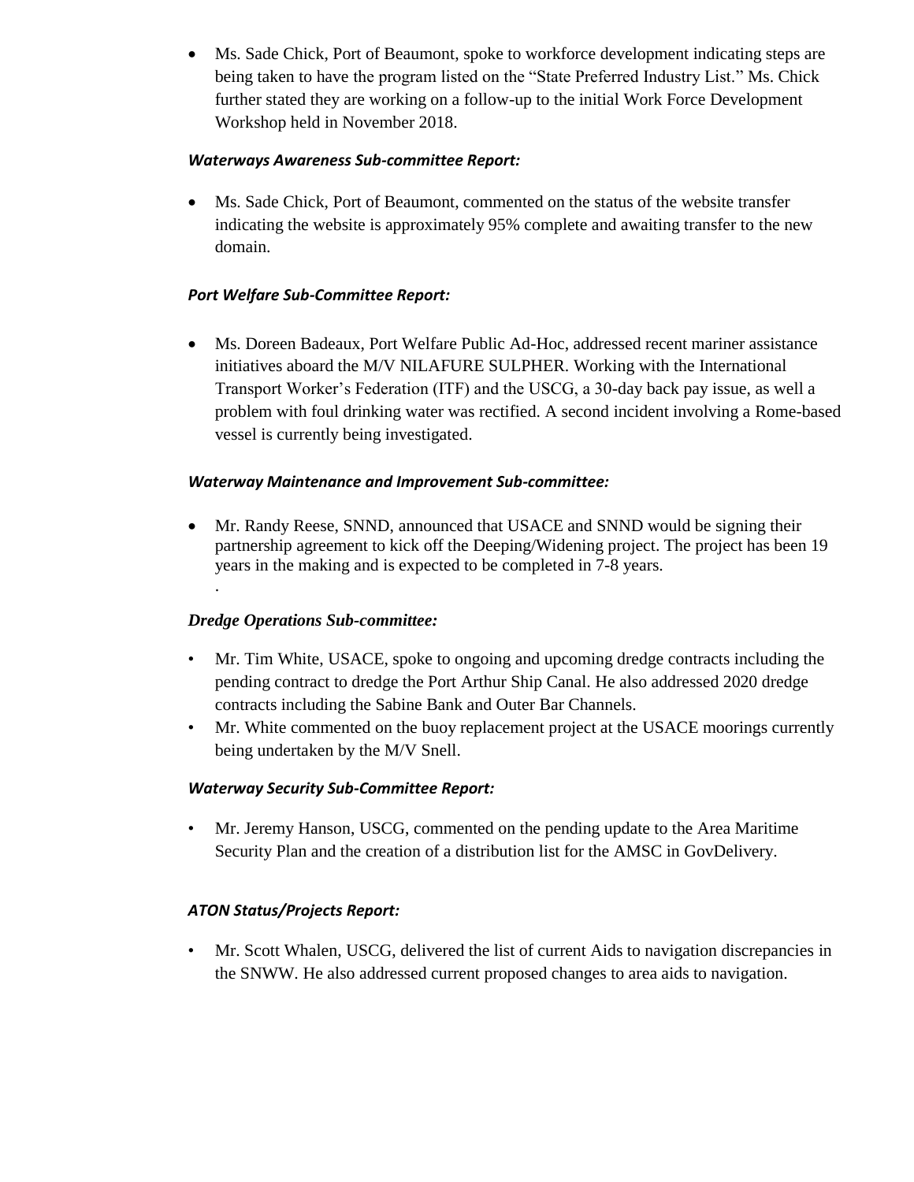- Ms. Sade Chick, Port of Beaumont, spoke to workforce development indicating steps are being taken to have the program listed on the "State Preferred Industry List." Ms. Chick further stated they are working on a follow-up to the initial Work Force Development Workshop held in November 2018.

***Waterways Awareness Sub-committee Report:***

- Ms. Sade Chick, Port of Beaumont, commented on the status of the website transfer indicating the website is approximately 95% complete and awaiting transfer to the new domain.

***Port Welfare Sub-Committee Report:***

- Ms. Doreen Badeaux, Port Welfare Public Ad-Hoc, addressed recent mariner assistance initiatives aboard the M/V NILAFURE SULPHER. Working with the International Transport Worker's Federation (ITF) and the USCG, a 30-day back pay issue, as well a problem with foul drinking water was rectified. A second incident involving a Rome-based vessel is currently being investigated.

***Waterway Maintenance and Improvement Sub-committee:***

- Mr. Randy Reese, SNND, announced that USACE and SNND would be signing their partnership agreement to kick off the Deeping/Widening project. The project has been 19 years in the making and is expected to be completed in 7-8 years.
  .

***Dredge Operations Sub-committee:***

- Mr. Tim White, USACE, spoke to ongoing and upcoming dredge contracts including the pending contract to dredge the Port Arthur Ship Canal. He also addressed 2020 dredge contracts including the Sabine Bank and Outer Bar Channels.
- Mr. White commented on the buoy replacement project at the USACE moorings currently being undertaken by the M/V Snell.

***Waterway Security Sub-Committee Report:***

- Mr. Jeremy Hanson, USCG, commented on the pending update to the Area Maritime Security Plan and the creation of a distribution list for the AMSC in GovDelivery.

***ATON Status/Projects Report:***

- Mr. Scott Whalen, USCG, delivered the list of current Aids to navigation discrepancies in the SNWW. He also addressed current proposed changes to area aids to navigation.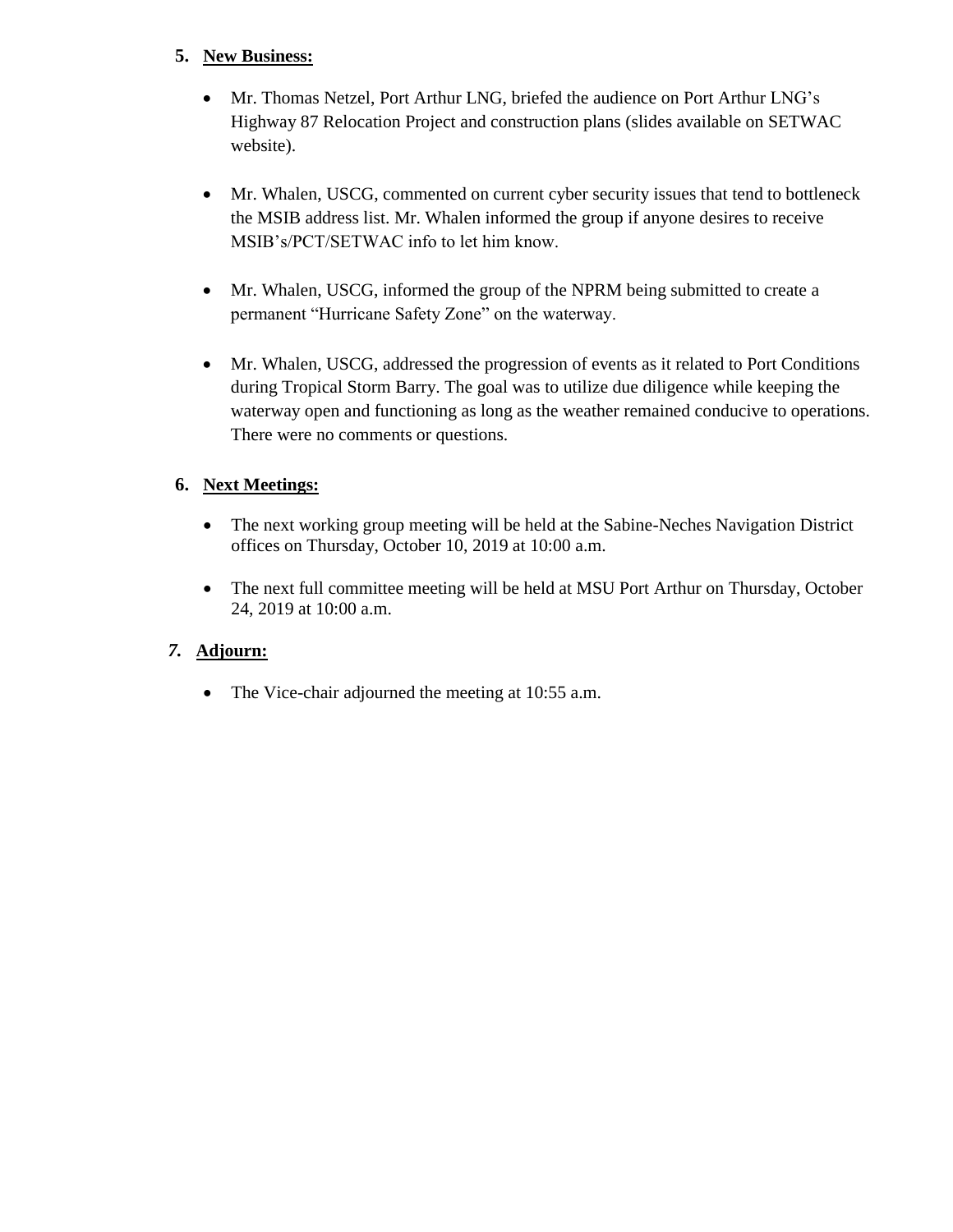5. **New Business:**

- Mr. Thomas Netzel, Port Arthur LNG, briefed the audience on Port Arthur LNG's Highway 87 Relocation Project and construction plans (slides available on SETWAC website).

- Mr. Whalen, USCG, commented on current cyber security issues that tend to bottleneck the MSIB address list. Mr. Whalen informed the group if anyone desires to receive MSIB's/PCT/SETWAC info to let him know.

- Mr. Whalen, USCG, informed the group of the NPRM being submitted to create a permanent "Hurricane Safety Zone" on the waterway.

- Mr. Whalen, USCG, addressed the progression of events as it related to Port Conditions during Tropical Storm Barry. The goal was to utilize due diligence while keeping the waterway open and functioning as long as the weather remained conducive to operations. There were no comments or questions.

6. **Next Meetings:**

- The next working group meeting will be held at the Sabine-Neches Navigation District offices on Thursday, October 10, 2019 at 10:00 a.m.

- The next full committee meeting will be held at MSU Port Arthur on Thursday, October 24, 2019 at 10:00 a.m.

*7.* **Adjourn:**

- The Vice-chair adjourned the meeting at 10:55 a.m.